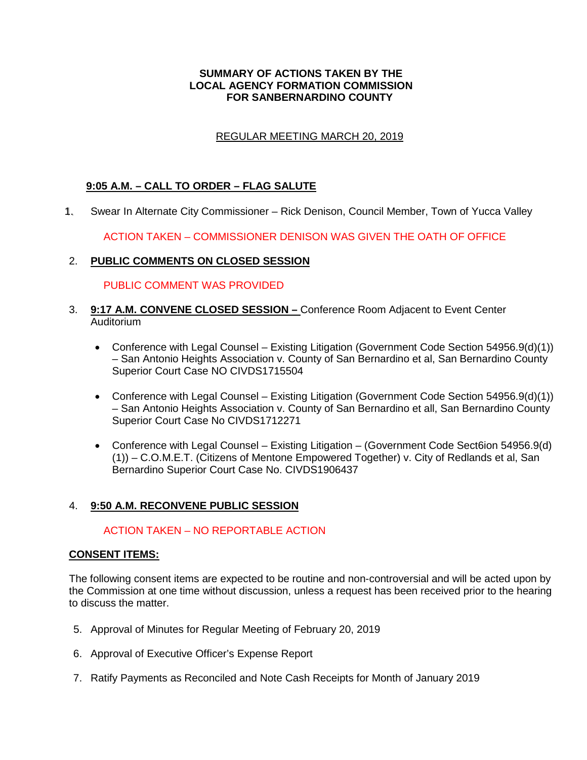**SUMMARY OF ACTIONS TAKEN BY THE**
**LOCAL AGENCY FORMATION COMMISSION**
**FOR SANBERNARDINO COUNTY**

REGULAR MEETING MARCH 20, 2019

**9:05 A.M. – CALL TO ORDER – FLAG SALUTE**

1. Swear In Alternate City Commissioner – Rick Denison, Council Member, Town of Yucca Valley

   ACTION TAKEN – COMMISSIONER DENISON WAS GIVEN THE OATH OF OFFICE

2. **PUBLIC COMMENTS ON CLOSED SESSION**

   PUBLIC COMMENT WAS PROVIDED

3. **9:17 A.M. CONVENE CLOSED SESSION –** Conference Room Adjacent to Event Center Auditorium

   - Conference with Legal Counsel – Existing Litigation (Government Code Section 54956.9(d)(1)) – San Antonio Heights Association v. County of San Bernardino et al, San Bernardino County Superior Court Case NO CIVDS1715504

   - Conference with Legal Counsel – Existing Litigation (Government Code Section 54956.9(d)(1)) – San Antonio Heights Association v. County of San Bernardino et all, San Bernardino County Superior Court Case No CIVDS1712271

   - Conference with Legal Counsel – Existing Litigation – (Government Code Sect6ion 54956.9(d)(1)) – C.O.M.E.T. (Citizens of Mentone Empowered Together) v. City of Redlands et al, San Bernardino Superior Court Case No. CIVDS1906437

4. **9:50 A.M. RECONVENE PUBLIC SESSION**

   ACTION TAKEN – NO REPORTABLE ACTION

**CONSENT ITEMS:**

The following consent items are expected to be routine and non-controversial and will be acted upon by the Commission at one time without discussion, unless a request has been received prior to the hearing to discuss the matter.

5. Approval of Minutes for Regular Meeting of February 20, 2019

6. Approval of Executive Officer's Expense Report

7. Ratify Payments as Reconciled and Note Cash Receipts for Month of January 2019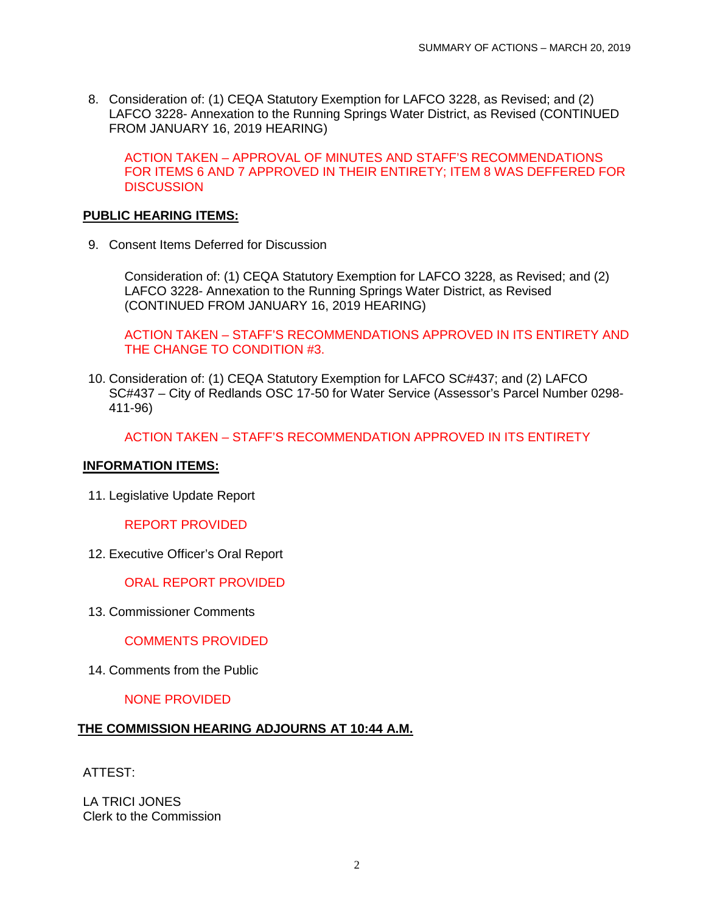8. Consideration of: (1) CEQA Statutory Exemption for LAFCO 3228, as Revised; and (2) LAFCO 3228- Annexation to the Running Springs Water District, as Revised (CONTINUED FROM JANUARY 16, 2019 HEARING)

   ACTION TAKEN – APPROVAL OF MINUTES AND STAFF'S RECOMMENDATIONS FOR ITEMS 6 AND 7 APPROVED IN THEIR ENTIRETY; ITEM 8 WAS DEFFERED FOR DISCUSSION

**PUBLIC HEARING ITEMS:**

9. Consent Items Deferred for Discussion

   Consideration of: (1) CEQA Statutory Exemption for LAFCO 3228, as Revised; and (2) LAFCO 3228- Annexation to the Running Springs Water District, as Revised (CONTINUED FROM JANUARY 16, 2019 HEARING)

   ACTION TAKEN – STAFF'S RECOMMENDATIONS APPROVED IN ITS ENTIRETY AND THE CHANGE TO CONDITION #3.

10. Consideration of: (1) CEQA Statutory Exemption for LAFCO SC#437; and (2) LAFCO SC#437 – City of Redlands OSC 17-50 for Water Service (Assessor's Parcel Number 0298-411-96)

    ACTION TAKEN – STAFF'S RECOMMENDATION APPROVED IN ITS ENTIRETY

**INFORMATION ITEMS:**

11. Legislative Update Report

    REPORT PROVIDED

12. Executive Officer's Oral Report

    ORAL REPORT PROVIDED

13. Commissioner Comments

    COMMENTS PROVIDED

14. Comments from the Public

    NONE PROVIDED

**THE COMMISSION HEARING ADJOURNS AT 10:44 A.M.**

ATTEST:

LA TRICI JONES
Clerk to the Commission